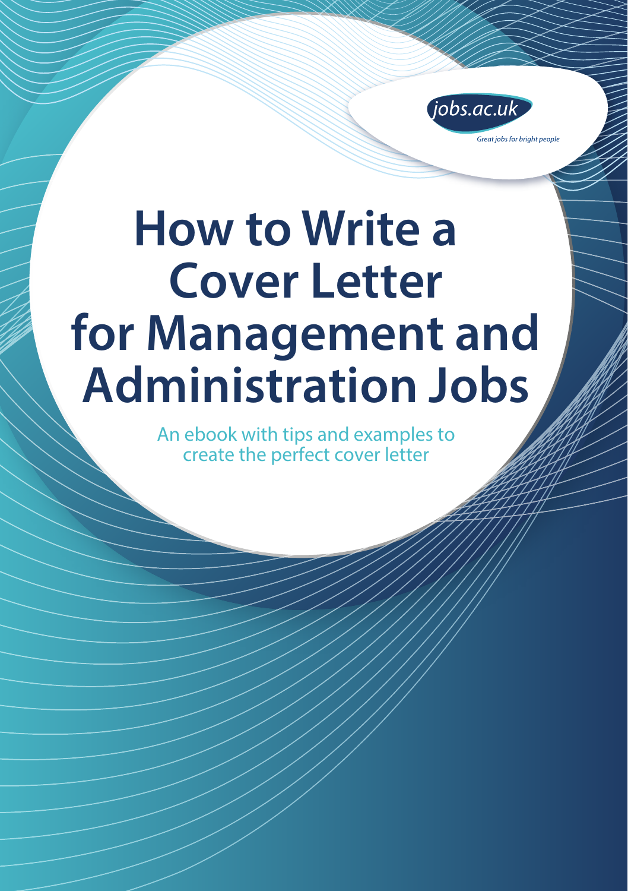jobs.ac.uk

*Great jobs for bright people*

# How to Write a Cover Letter for Management and Administration Jobs

An ebook with tips and examples to create the perfect cover letter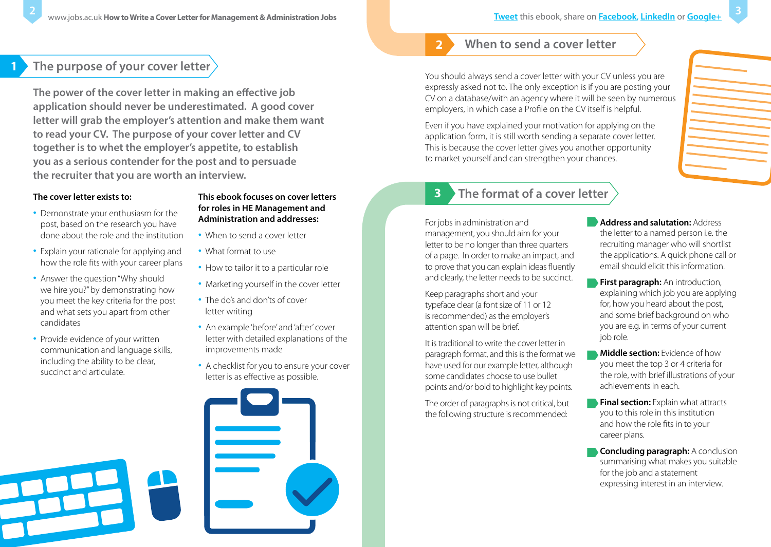## 1 The purpose of your cover letter

**The power of the cover letter in making an effective job application should never be underestimated. A good cover letter will grab the employer's attention and make them want to read your CV. The purpose of your cover letter and CV together is to whet the employer's appetite, to establish you as a serious contender for the post and to persuade the recruiter that you are worth an interview.**

**The cover letter exists to:**

- Demonstrate your enthusiasm for the post, based on the research you have done about the role and the institution
- Explain your rationale for applying and how the role fits with your career plans
- Answer the question "Why should we hire you?" by demonstrating how you meet the key criteria for the post and what sets you apart from other candidates
- Provide evidence of your written communication and language skills, including the ability to be clear, succinct and articulate.

**This ebook focuses on cover letters for roles in HE Management and Administration and addresses:**

- When to send a cover letter
- What format to use
- How to tailor it to a particular role
- Marketing yourself in the cover letter
- The do's and don'ts of cover letter writing
- An example 'before' and 'after' cover letter with detailed explanations of the improvements made
- A checklist for you to ensure your cover letter is as effective as possible.

## 2 When to send a cover letter

You should always send a cover letter with your CV unless you are expressly asked not to. The only exception is if you are posting your CV on a database/with an agency where it will be seen by numerous employers, in which case a Profile on the CV itself is helpful.

Even if you have explained your motivation for applying on the application form, it is still worth sending a separate cover letter. This is because the cover letter gives you another opportunity to market yourself and can strengthen your chances.

## 3 The format of a cover letter

For jobs in administration and management, you should aim for your letter to be no longer than three quarters of a page. In order to make an impact, and to prove that you can explain ideas fluently and clearly, the letter needs to be succinct.

Keep paragraphs short and your typeface clear (a font size of 11 or 12 is recommended) as the employer's attention span will be brief.

It is traditional to write the cover letter in paragraph format, and this is the format we have used for our example letter, although some candidates choose to use bullet points and/or bold to highlight key points.

The order of paragraphs is not critical, but the following structure is recommended:

- **Address and salutation:** Address the letter to a named person i.e. the recruiting manager who will shortlist the applications. A quick phone call or email should elicit this information.
- **First paragraph:** An introduction, explaining which job you are applying for, how you heard about the post, and some brief background on who you are e.g. in terms of your current job role.
- **Middle section:** Evidence of how you meet the top 3 or 4 criteria for the role, with brief illustrations of your achievements in each.
- **Final section:** Explain what attracts you to this role in this institution and how the role fits in to your career plans.
- **Concluding paragraph:** A conclusion summarising what makes you suitable for the job and a statement expressing interest in an interview.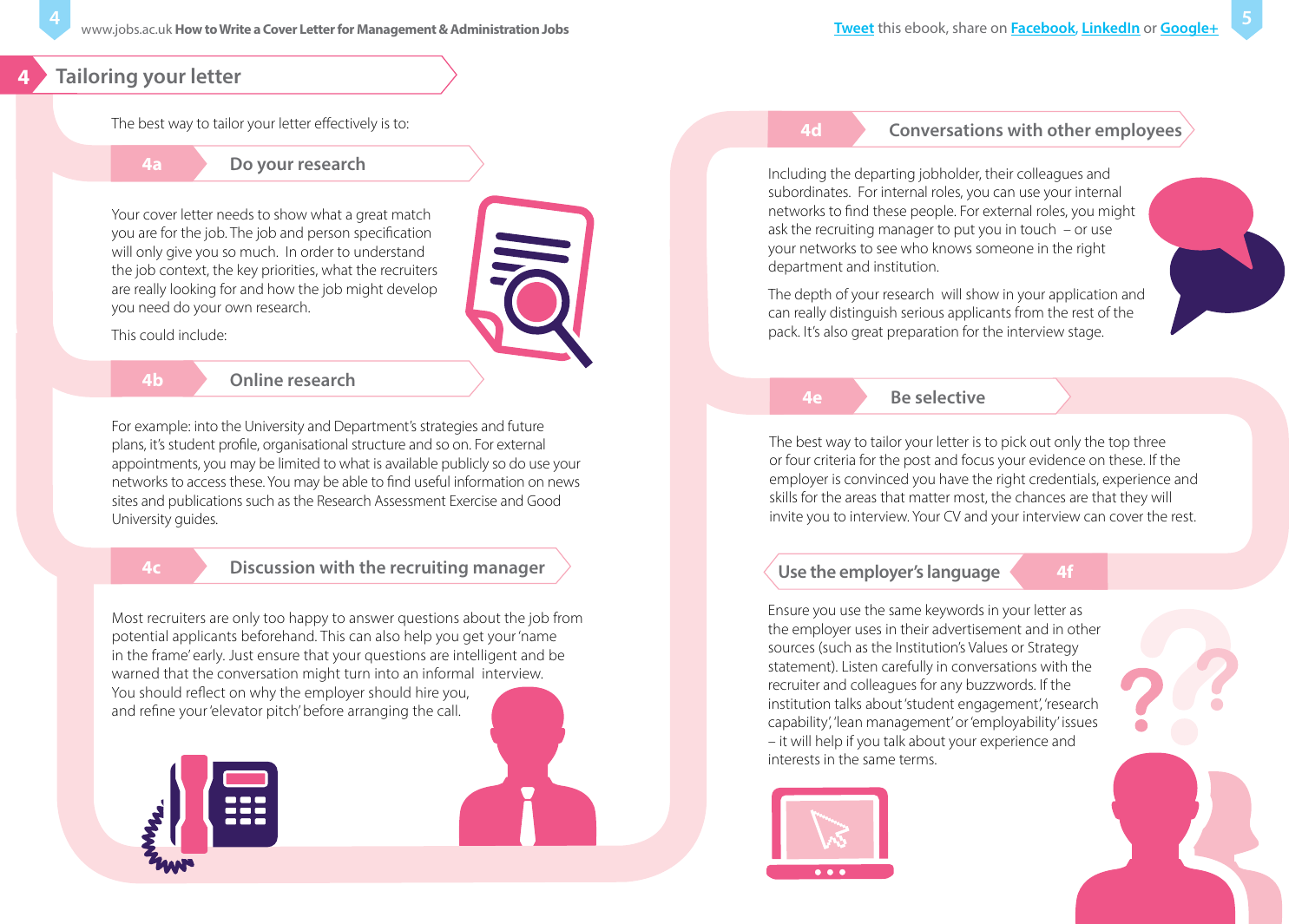## 4 Tailoring your letter

The best way to tailor your letter effectively is to:

### 4a Do your research

Your cover letter needs to show what a great match you are for the job. The job and person specification will only give you so much. In order to understand the job context, the key priorities, what the recruiters are really looking for and how the job might develop you need do your own research.

This could include:

### 4b Online research

For example: into the University and Department's strategies and future plans, it's student profile, organisational structure and so on. For external appointments, you may be limited to what is available publicly so do use your networks to access these. You may be able to find useful information on news sites and publications such as the Research Assessment Exercise and Good University guides.

### 4c Discussion with the recruiting manager

Most recruiters are only too happy to answer questions about the job from potential applicants beforehand. This can also help you get your 'name in the frame' early. Just ensure that your questions are intelligent and be warned that the conversation might turn into an informal interview. You should reflect on why the employer should hire you, and refine your 'elevator pitch' before arranging the call.

### 4d Conversations with other employees

Including the departing jobholder, their colleagues and subordinates. For internal roles, you can use your internal networks to find these people. For external roles, you might ask the recruiting manager to put you in touch – or use your networks to see who knows someone in the right department and institution.

The depth of your research will show in your application and can really distinguish serious applicants from the rest of the pack. It's also great preparation for the interview stage.

### 4e Be selective

The best way to tailor your letter is to pick out only the top three or four criteria for the post and focus your evidence on these. If the employer is convinced you have the right credentials, experience and skills for the areas that matter most, the chances are that they will invite you to interview. Your CV and your interview can cover the rest.

### 4f Use the employer's language

Ensure you use the same keywords in your letter as the employer uses in their advertisement and in other sources (such as the Institution's Values or Strategy statement). Listen carefully in conversations with the recruiter and colleagues for any buzzwords. If the institution talks about 'student engagement', 'research capability', 'lean management' or 'employability' issues – it will help if you talk about your experience and interests in the same terms.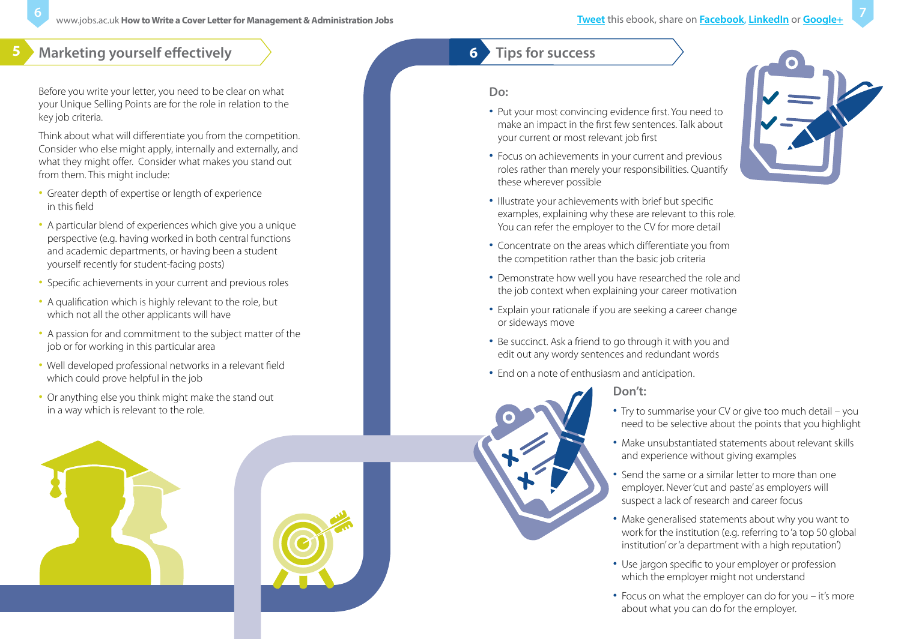## 5 Marketing yourself effectively

Before you write your letter, you need to be clear on what your Unique Selling Points are for the role in relation to the key job criteria.

Think about what will differentiate you from the competition. Consider who else might apply, internally and externally, and what they might offer. Consider what makes you stand out from them. This might include:

- Greater depth of expertise or length of experience in this field
- A particular blend of experiences which give you a unique perspective (e.g. having worked in both central functions and academic departments, or having been a student yourself recently for student-facing posts)
- Specific achievements in your current and previous roles
- A qualification which is highly relevant to the role, but which not all the other applicants will have
- A passion for and commitment to the subject matter of the job or for working in this particular area
- Well developed professional networks in a relevant field which could prove helpful in the job
- Or anything else you think might make the stand out in a way which is relevant to the role.

## 6 Tips for success

### Do:

- Put your most convincing evidence first. You need to make an impact in the first few sentences. Talk about your current or most relevant job first
- Focus on achievements in your current and previous roles rather than merely your responsibilities. Quantify these wherever possible
- Illustrate your achievements with brief but specific examples, explaining why these are relevant to this role. You can refer the employer to the CV for more detail
- Concentrate on the areas which differentiate you from the competition rather than the basic job criteria
- Demonstrate how well you have researched the role and the job context when explaining your career motivation
- Explain your rationale if you are seeking a career change or sideways move
- Be succinct. Ask a friend to go through it with you and edit out any wordy sentences and redundant words
- End on a note of enthusiasm and anticipation.

### Don't:

- Try to summarise your CV or give too much detail – you need to be selective about the points that you highlight
- Make unsubstantiated statements about relevant skills and experience without giving examples
- Send the same or a similar letter to more than one employer. Never 'cut and paste' as employers will suspect a lack of research and career focus
- Make generalised statements about why you want to work for the institution (e.g. referring to 'a top 50 global institution' or 'a department with a high reputation')
- Use jargon specific to your employer or profession which the employer might not understand
- Focus on what the employer can do for you – it's more about what you can do for the employer.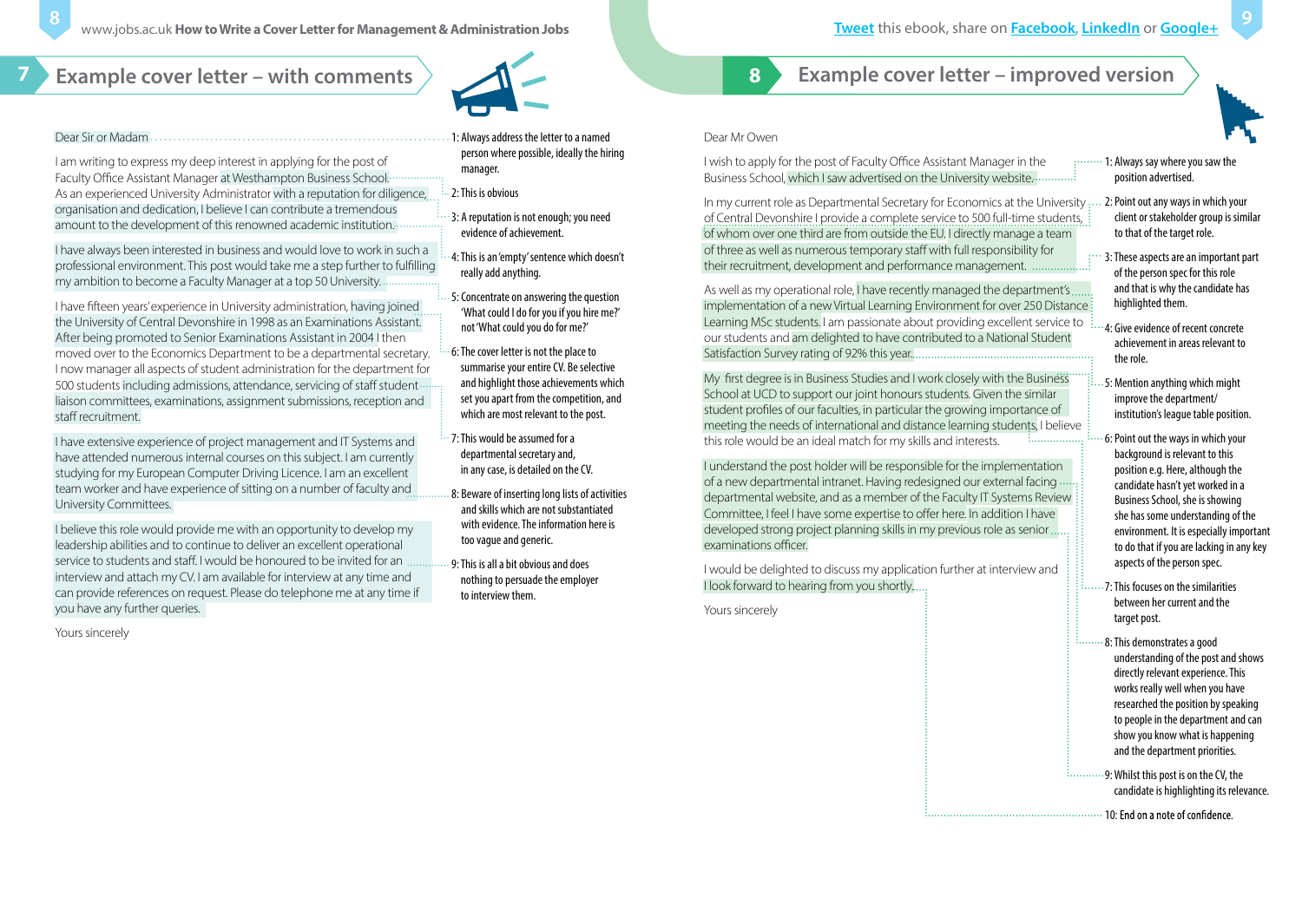## 7 Example cover letter – with comments

Dear Sir or Madam

I am writing to express my deep interest in applying for the post of Faculty Office Assistant Manager at Westhampton Business School. As an experienced University Administrator with a reputation for diligence, organisation and dedication, I believe I can contribute a tremendous amount to the development of this renowned academic institution.

I have always been interested in business and would love to work in such a professional environment. This post would take me a step further to fulfilling my ambition to become a Faculty Manager at a top 50 University.

I have fifteen years' experience in University administration, having joined the University of Central Devonshire in 1998 as an Examinations Assistant. After being promoted to Senior Examinations Assistant in 2004 I then moved over to the Economics Department to be a departmental secretary. I now manager all aspects of student administration for the department for 500 students including admissions, attendance, servicing of staff student liaison committees, examinations, assignment submissions, reception and staff recruitment.

I have extensive experience of project management and IT Systems and have attended numerous internal courses on this subject. I am currently studying for my European Computer Driving Licence. I am an excellent team worker and have experience of sitting on a number of faculty and University Committees.

I believe this role would provide me with an opportunity to develop my leadership abilities and to continue to deliver an excellent operational service to students and staff. I would be honoured to be invited for an interview and attach my CV. I am available for interview at any time and can provide references on request. Please do telephone me at any time if you have any further queries.

Yours sincerely

1: Always address the letter to a named person where possible, ideally the hiring manager.

2: This is obvious

3: A reputation is not enough; you need evidence of achievement.

4: This is an 'empty' sentence which doesn't really add anything.

5: Concentrate on answering the question 'What could I do for you if you hire me?' not 'What could you do for me?'

6: The cover letter is not the place to summarise your entire CV. Be selective and highlight those achievements which set you apart from the competition, and which are most relevant to the post.

7: This would be assumed for a departmental secretary and, in any case, is detailed on the CV.

8: Beware of inserting long lists of activities and skills which are not substantiated with evidence. The information here is too vague and generic.

9: This is all a bit obvious and does nothing to persuade the employer to interview them.

## 8 Example cover letter – improved version

Dear Mr Owen

I wish to apply for the post of Faculty Office Assistant Manager in the Business School, which I saw advertised on the University website.

In my current role as Departmental Secretary for Economics at the University of Central Devonshire I provide a complete service to 500 full-time students, of whom over one third are from outside the EU. I directly manage a team of three as well as numerous temporary staff with full responsibility for their recruitment, development and performance management.

As well as my operational role, I have recently managed the department's implementation of a new Virtual Learning Environment for over 250 Distance Learning MSc students. I am passionate about providing excellent service to our students and am delighted to have contributed to a National Student Satisfaction Survey rating of 92% this year.

My first degree is in Business Studies and I work closely with the Business School at UCD to support our joint honours students. Given the similar student profiles of our faculties, in particular the growing importance of meeting the needs of international and distance learning students, I believe this role would be an ideal match for my skills and interests.

I understand the post holder will be responsible for the implementation of a new departmental intranet. Having redesigned our external facing departmental website, and as a member of the Faculty IT Systems Review Committee, I feel I have some expertise to offer here. In addition I have developed strong project planning skills in my previous role as senior examinations officer.

I would be delighted to discuss my application further at interview and I look forward to hearing from you shortly.

Yours sincerely

1: Always say where you saw the position advertised.

2: Point out any ways in which your client or stakeholder group is similar to that of the target role.

3: These aspects are an important part of the person spec for this role and that is why the candidate has highlighted them.

4: Give evidence of recent concrete achievement in areas relevant to the role.

5: Mention anything which might improve the department/institution's league table position.

6: Point out the ways in which your background is relevant to this position e.g. Here, although the candidate hasn't yet worked in a Business School, she is showing she has some understanding of the environment. It is especially important to do that if you are lacking in any key aspects of the person spec.

7: This focuses on the similarities between her current and the target post.

8: This demonstrates a good understanding of the post and shows directly relevant experience. This works really well when you have researched the position by speaking to people in the department and can show you know what is happening and the department priorities.

9: Whilst this post is on the CV, the candidate is highlighting its relevance.

10: End on a note of confidence.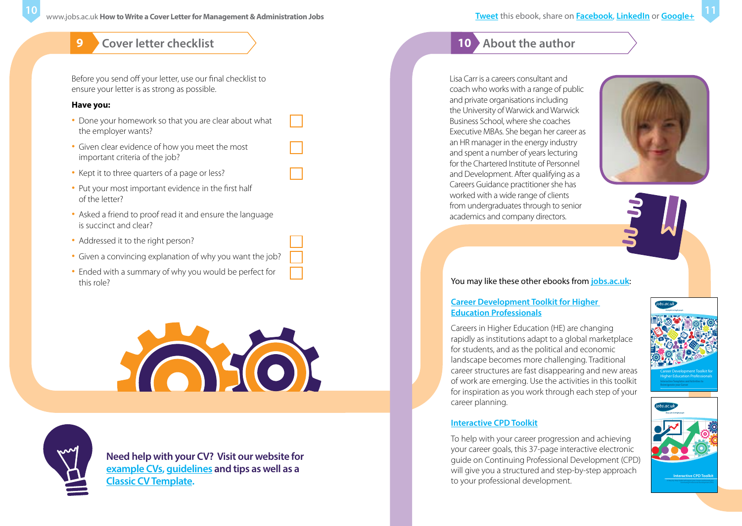## 9 Cover letter checklist

Before you send off your letter, use our final checklist to ensure your letter is as strong as possible.

**Have you:**

- Done your homework so that you are clear about what the employer wants?
- Given clear evidence of how you meet the most important criteria of the job?
- Kept it to three quarters of a page or less?
- Put your most important evidence in the first half of the letter?
- Asked a friend to proof read it and ensure the language is succinct and clear?
- Addressed it to the right person?
- Given a convincing explanation of why you want the job?
- Ended with a summary of why you would be perfect for this role?

**Need help with your CV? Visit our website for example CVs, guidelines and tips as well as a Classic CV Template.**

## 10 About the author

Lisa Carr is a careers consultant and coach who works with a range of public and private organisations including the University of Warwick and Warwick Business School, where she coaches Executive MBAs. She began her career as an HR manager in the energy industry and spent a number of years lecturing for the Chartered Institute of Personnel and Development. After qualifying as a Careers Guidance practitioner she has worked with a wide range of clients from undergraduates through to senior academics and company directors.

You may like these other ebooks from jobs.ac.uk:

**Career Development Toolkit for Higher Education Professionals**

Careers in Higher Education (HE) are changing rapidly as institutions adapt to a global marketplace for students, and as the political and economic landscape becomes more challenging. Traditional career structures are fast disappearing and new areas of work are emerging. Use the activities in this toolkit for inspiration as you work through each step of your career planning.

**Interactive CPD Toolkit**

To help with your career progression and achieving your career goals, this 37-page interactive electronic guide on Continuing Professional Development (CPD) will give you a structured and step-by-step approach to your professional development.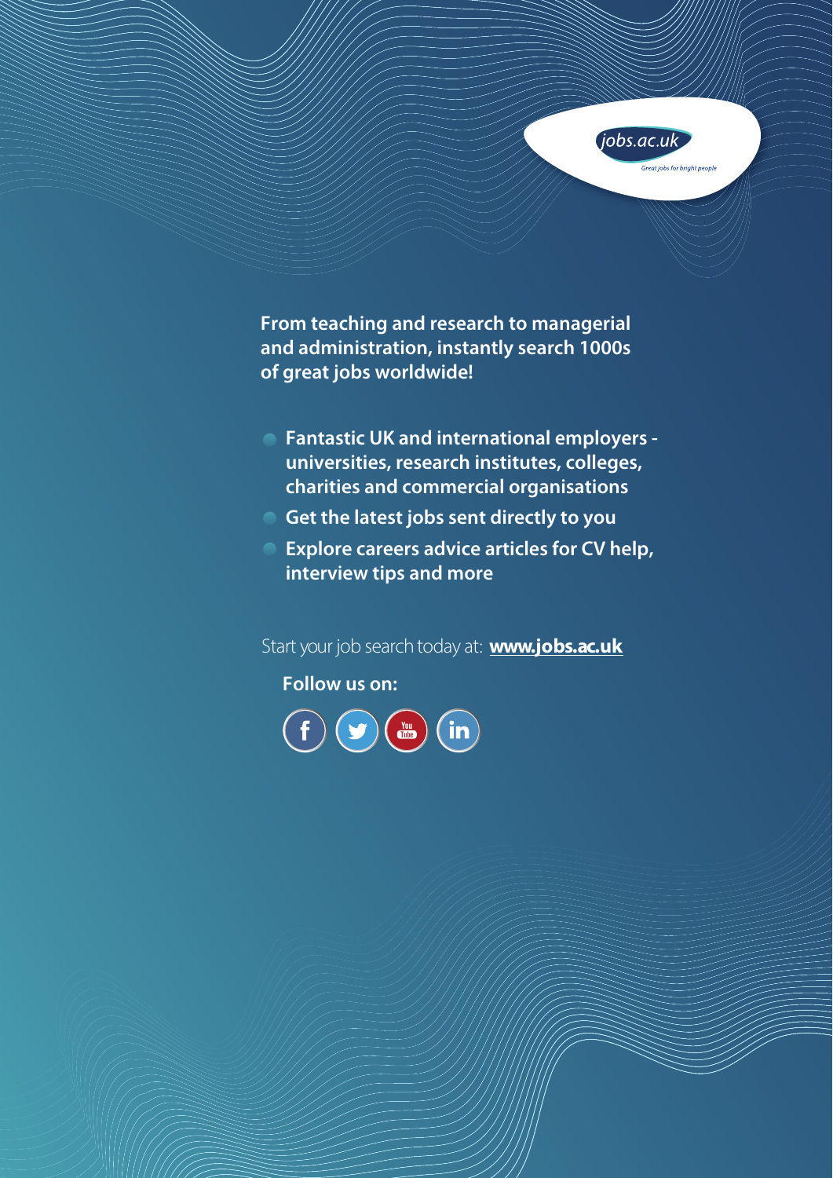jobs.ac.uk

*Great jobs for bright people*

**From teaching and research to managerial and administration, instantly search 1000s of great jobs worldwide!**

- **Fantastic UK and international employers - universities, research institutes, colleges, charities and commercial organisations**
- **Get the latest jobs sent directly to you**
- **Explore careers advice articles for CV help, interview tips and more**

Start your job search today at: **www.jobs.ac.uk**

**Follow us on:**